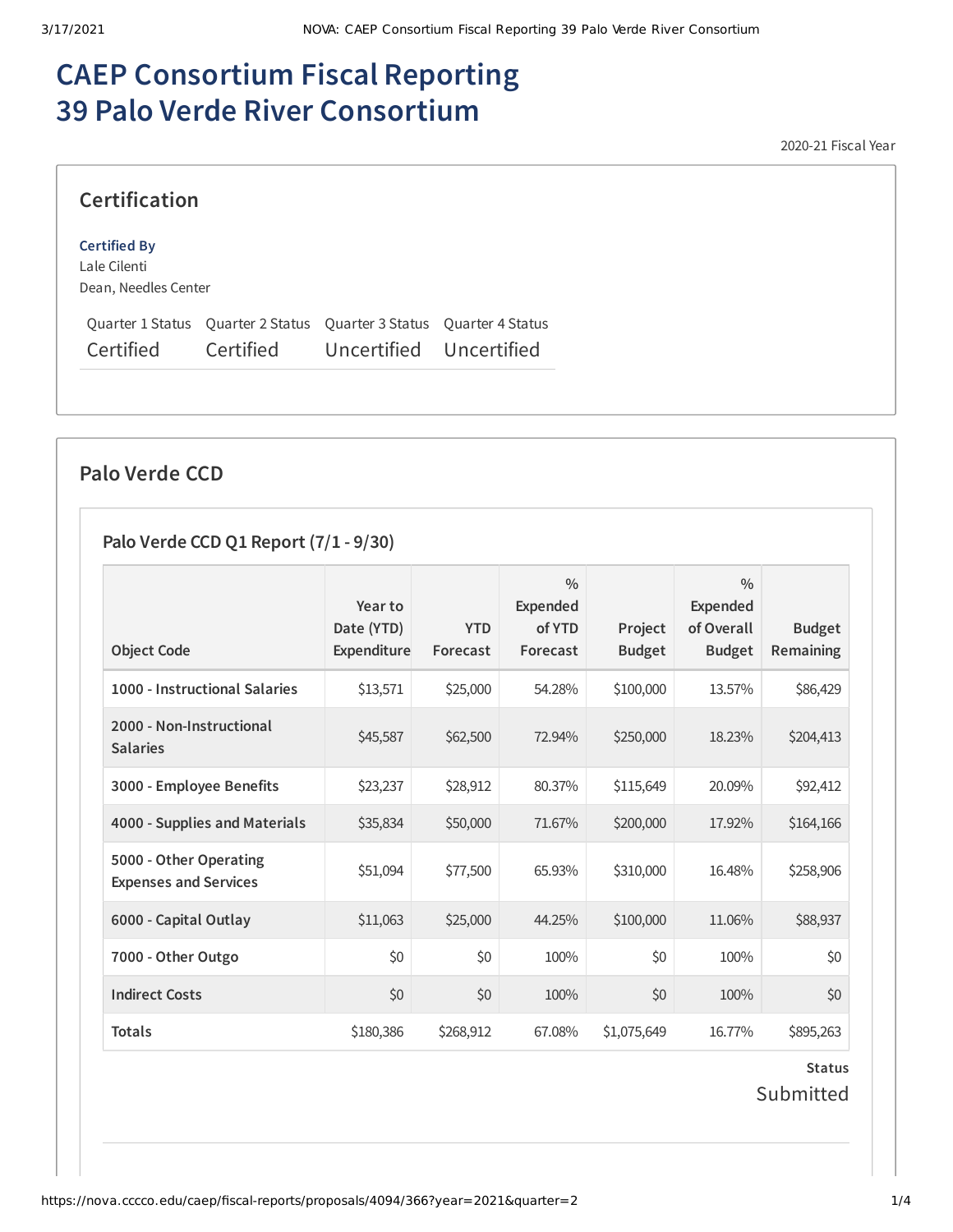# CAEP Consortium Fiscal Reporting 39 Palo Verde River Consortium

2020-21 Fiscal Year

## Certification

**Certified By**
Lale Cilenti
Dean, Needles Center

| Quarter 1 Status | Quarter 2 Status | Quarter 3 Status | Quarter 4 Status |
|---|---|---|---|
| Certified | Certified | Uncertified | Uncertified |

## Palo Verde CCD

### Palo Verde CCD Q1 Report (7/1 - 9/30)

| Object Code | Year to Date (YTD) Expenditure | YTD Forecast | % Expended of YTD Forecast | Project Budget | % Expended of Overall Budget | Budget Remaining |
|---|---|---|---|---|---|---|
| **1000 - Instructional Salaries** | $13,571 | $25,000 | 54.28% | $100,000 | 13.57% | $86,429 |
| **2000 - Non-Instructional Salaries** | $45,587 | $62,500 | 72.94% | $250,000 | 18.23% | $204,413 |
| **3000 - Employee Benefits** | $23,237 | $28,912 | 80.37% | $115,649 | 20.09% | $92,412 |
| **4000 - Supplies and Materials** | $35,834 | $50,000 | 71.67% | $200,000 | 17.92% | $164,166 |
| **5000 - Other Operating Expenses and Services** | $51,094 | $77,500 | 65.93% | $310,000 | 16.48% | $258,906 |
| **6000 - Capital Outlay** | $11,063 | $25,000 | 44.25% | $100,000 | 11.06% | $88,937 |
| **7000 - Other Outgo** | $0 | $0 | 100% | $0 | 100% | $0 |
| **Indirect Costs** | $0 | $0 | 100% | $0 | 100% | $0 |
| **Totals** | $180,386 | $268,912 | 67.08% | $1,075,649 | 16.77% | $895,263 |

**Status**
Submitted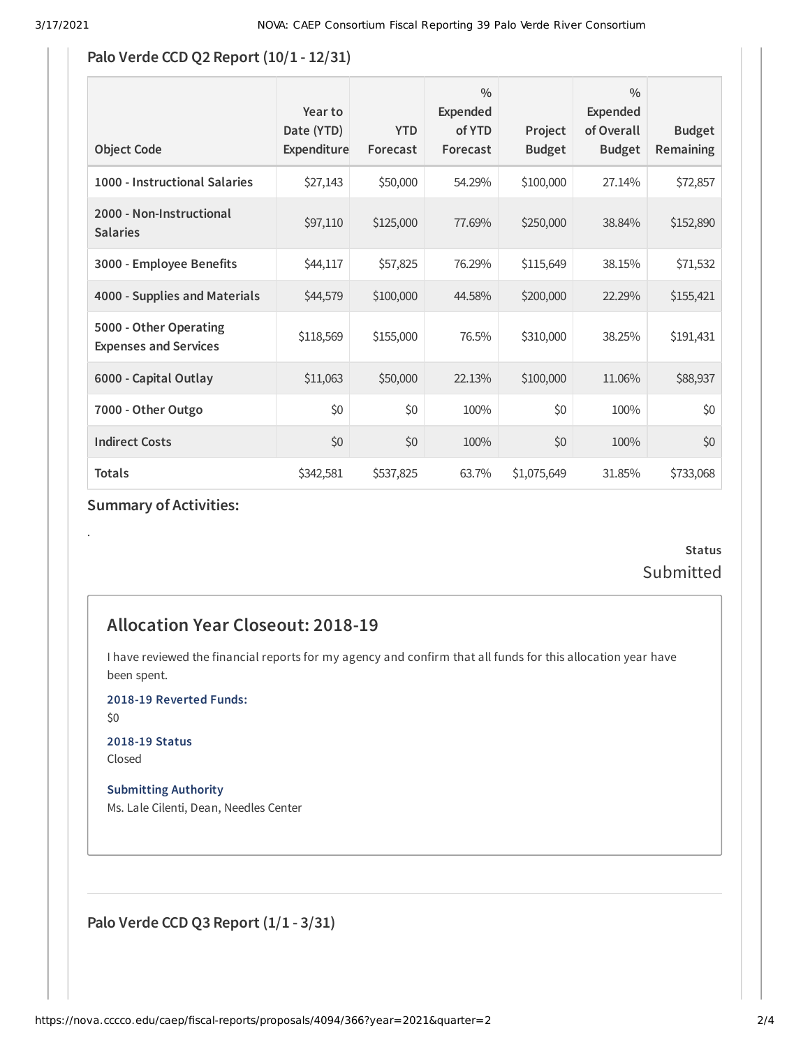### Palo Verde CCD Q2 Report (10/1 - 12/31)

| Object Code | Year to Date (YTD) Expenditure | YTD Forecast | % Expended of YTD Forecast | Project Budget | % Expended of Overall Budget | Budget Remaining |
|---|---|---|---|---|---|---|
| 1000 - Instructional Salaries | $27,143 | $50,000 | 54.29% | $100,000 | 27.14% | $72,857 |
| 2000 - Non-Instructional Salaries | $97,110 | $125,000 | 77.69% | $250,000 | 38.84% | $152,890 |
| 3000 - Employee Benefits | $44,117 | $57,825 | 76.29% | $115,649 | 38.15% | $71,532 |
| 4000 - Supplies and Materials | $44,579 | $100,000 | 44.58% | $200,000 | 22.29% | $155,421 |
| 5000 - Other Operating Expenses and Services | $118,569 | $155,000 | 76.5% | $310,000 | 38.25% | $191,431 |
| 6000 - Capital Outlay | $11,063 | $50,000 | 22.13% | $100,000 | 11.06% | $88,937 |
| 7000 - Other Outgo | $0 | $0 | 100% | $0 | 100% | $0 |
| Indirect Costs | $0 | $0 | 100% | $0 | 100% | $0 |
| Totals | $342,581 | $537,825 | 63.7% | $1,075,649 | 31.85% | $733,068 |

**Summary of Activities:**

.

**Status**

Submitted

## Allocation Year Closeout: 2018-19

I have reviewed the financial reports for my agency and confirm that all funds for this allocation year have been spent.

**2018-19 Reverted Funds:**

$0

**2018-19 Status**

Closed

**Submitting Authority**

Ms. Lale Cilenti, Dean, Needles Center

### Palo Verde CCD Q3 Report (1/1 - 3/31)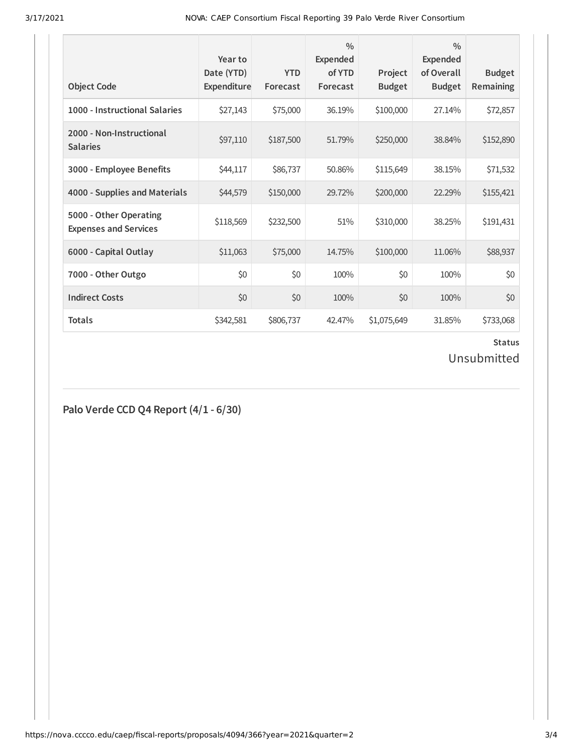| Object Code | Year to Date (YTD) Expenditure | YTD Forecast | % Expended of YTD Forecast | Project Budget | % Expended of Overall Budget | Budget Remaining |
|---|---|---|---|---|---|---|
| 1000 - Instructional Salaries | $27,143 | $75,000 | 36.19% | $100,000 | 27.14% | $72,857 |
| 2000 - Non-Instructional Salaries | $97,110 | $187,500 | 51.79% | $250,000 | 38.84% | $152,890 |
| 3000 - Employee Benefits | $44,117 | $86,737 | 50.86% | $115,649 | 38.15% | $71,532 |
| 4000 - Supplies and Materials | $44,579 | $150,000 | 29.72% | $200,000 | 22.29% | $155,421 |
| 5000 - Other Operating Expenses and Services | $118,569 | $232,500 | 51% | $310,000 | 38.25% | $191,431 |
| 6000 - Capital Outlay | $11,063 | $75,000 | 14.75% | $100,000 | 11.06% | $88,937 |
| 7000 - Other Outgo | $0 | $0 | 100% | $0 | 100% | $0 |
| Indirect Costs | $0 | $0 | 100% | $0 | 100% | $0 |
| Totals | $342,581 | $806,737 | 42.47% | $1,075,649 | 31.85% | $733,068 |

**Status**

Unsubmitted

## Palo Verde CCD Q4 Report (4/1 - 6/30)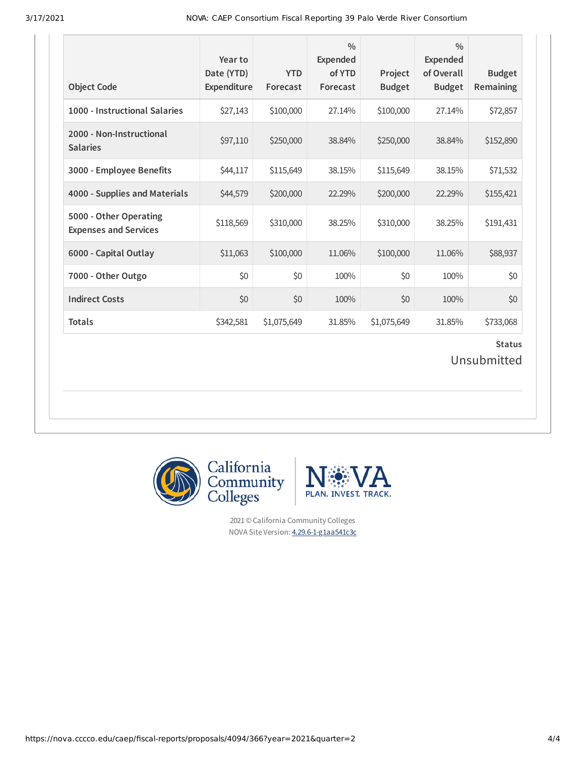| Object Code | Year to Date (YTD) Expenditure | YTD Forecast | % Expended of YTD Forecast | Project Budget | % Expended of Overall Budget | Budget Remaining |
|---|---|---|---|---|---|---|
| 1000 - Instructional Salaries | $27,143 | $100,000 | 27.14% | $100,000 | 27.14% | $72,857 |
| 2000 - Non-Instructional Salaries | $97,110 | $250,000 | 38.84% | $250,000 | 38.84% | $152,890 |
| 3000 - Employee Benefits | $44,117 | $115,649 | 38.15% | $115,649 | 38.15% | $71,532 |
| 4000 - Supplies and Materials | $44,579 | $200,000 | 22.29% | $200,000 | 22.29% | $155,421 |
| 5000 - Other Operating Expenses and Services | $118,569 | $310,000 | 38.25% | $310,000 | 38.25% | $191,431 |
| 6000 - Capital Outlay | $11,063 | $100,000 | 11.06% | $100,000 | 11.06% | $88,937 |
| 7000 - Other Outgo | $0 | $0 | 100% | $0 | 100% | $0 |
| Indirect Costs | $0 | $0 | 100% | $0 | 100% | $0 |
| Totals | $342,581 | $1,075,649 | 31.85% | $1,075,649 | 31.85% | $733,068 |

**Status**

Unsubmitted

California Community Colleges

NOVA PLAN. INVEST. TRACK.

2021 © California Community Colleges

NOVA Site Version: 4.29.6-1-g1aa541c3c